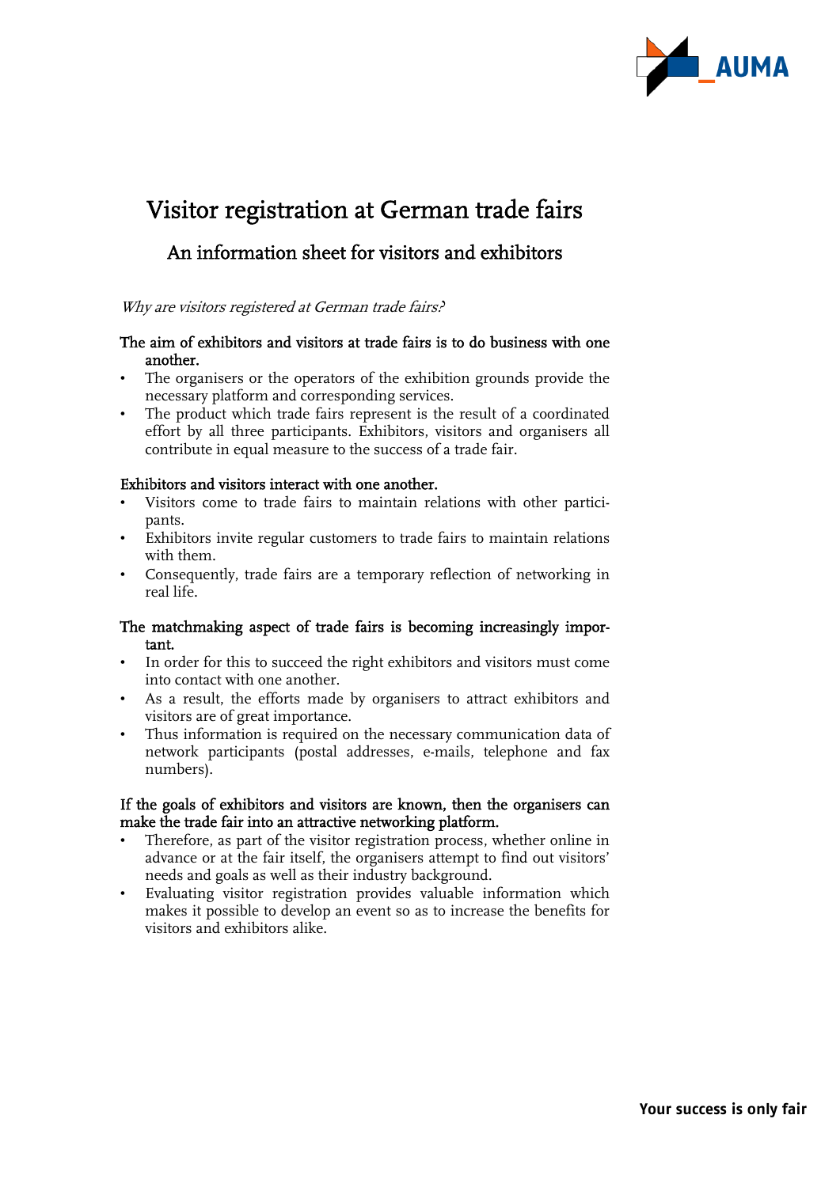# Visitor registration at German trade fairs

## An information sheet for visitors and exhibitors

*Why are visitors registered at German trade fairs?*

**The aim of exhibitors and visitors at trade fairs is to do business with one another.**

- The organisers or the operators of the exhibition grounds provide the necessary platform and corresponding services.
- The product which trade fairs represent is the result of a coordinated effort by all three participants. Exhibitors, visitors and organisers all contribute in equal measure to the success of a trade fair.

**Exhibitors and visitors interact with one another.**

- Visitors come to trade fairs to maintain relations with other participants.
- Exhibitors invite regular customers to trade fairs to maintain relations with them.
- Consequently, trade fairs are a temporary reflection of networking in real life.

**The matchmaking aspect of trade fairs is becoming increasingly important.**

- In order for this to succeed the right exhibitors and visitors must come into contact with one another.
- As a result, the efforts made by organisers to attract exhibitors and visitors are of great importance.
- Thus information is required on the necessary communication data of network participants (postal addresses, e-mails, telephone and fax numbers).

**If the goals of exhibitors and visitors are known, then the organisers can make the trade fair into an attractive networking platform.**

- Therefore, as part of the visitor registration process, whether online in advance or at the fair itself, the organisers attempt to find out visitors' needs and goals as well as their industry background.
- Evaluating visitor registration provides valuable information which makes it possible to develop an event so as to increase the benefits for visitors and exhibitors alike.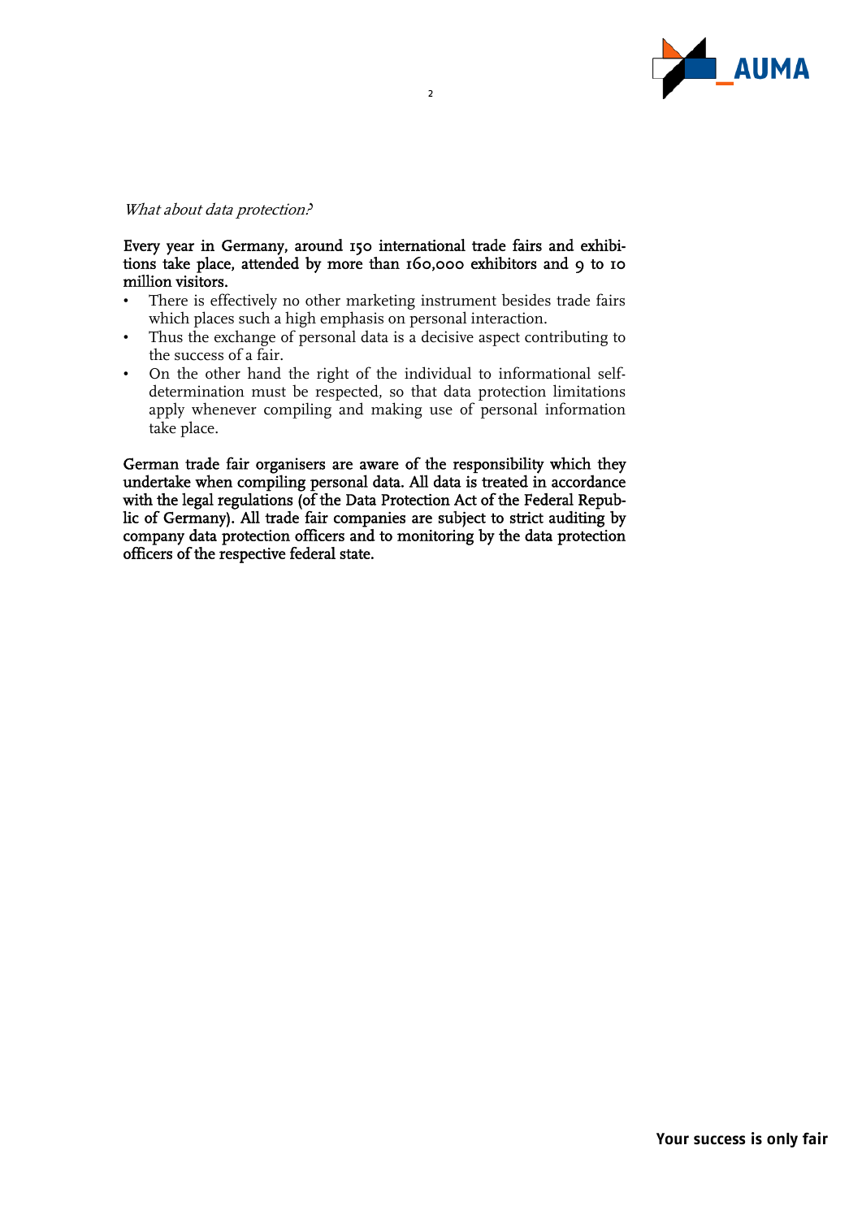*What about data protection?*

**Every year in Germany, around 150 international trade fairs and exhibitions take place, attended by more than 160,000 exhibitors and 9 to 10 million visitors.**

- There is effectively no other marketing instrument besides trade fairs which places such a high emphasis on personal interaction.
- Thus the exchange of personal data is a decisive aspect contributing to the success of a fair.
- On the other hand the right of the individual to informational self-determination must be respected, so that data protection limitations apply whenever compiling and making use of personal information take place.

**German trade fair organisers are aware of the responsibility which they undertake when compiling personal data. All data is treated in accordance with the legal regulations (of the Data Protection Act of the Federal Republic of Germany). All trade fair companies are subject to strict auditing by company data protection officers and to monitoring by the data protection officers of the respective federal state.**